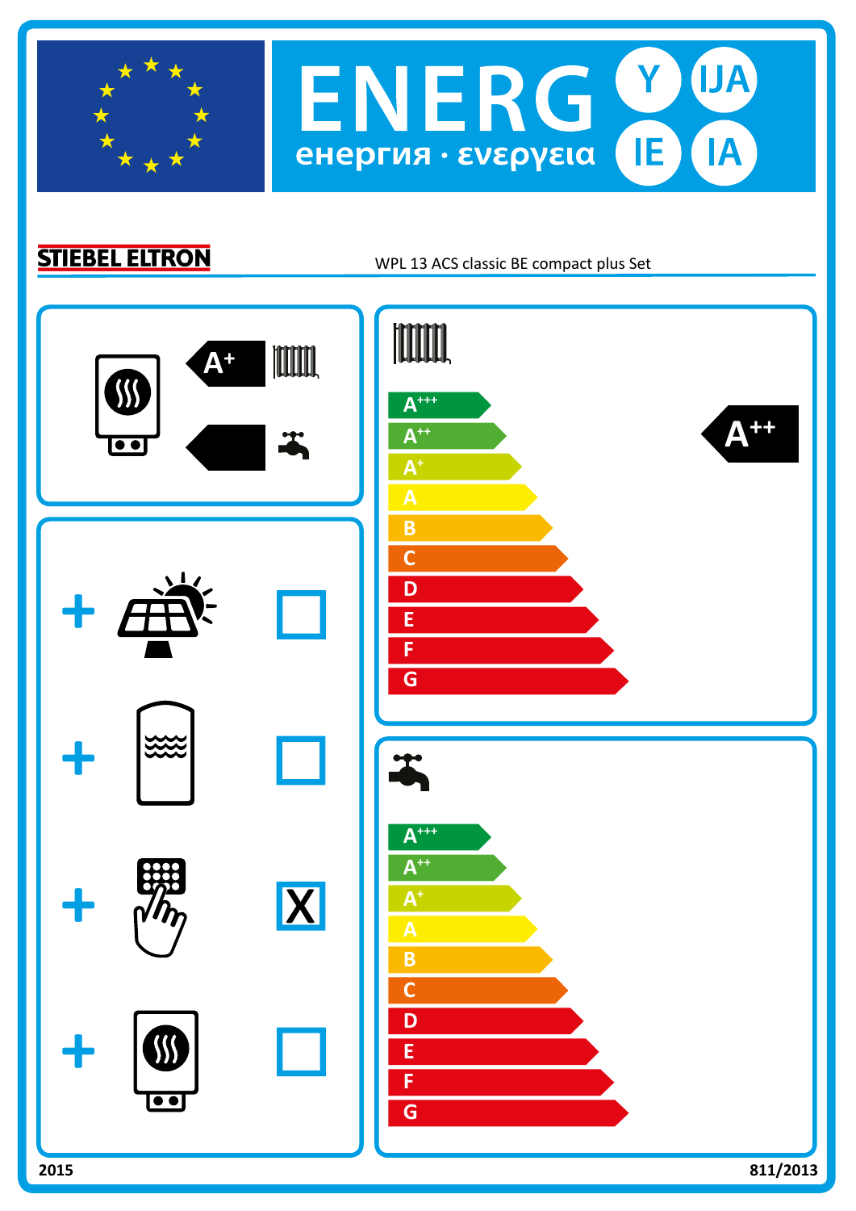# ENERG Y IJA IE IA

енергия · ενεργεια

**STIEBEL ELTRON**

WPL 13 ACS classic BE compact plus Set

A+

+ ☐

+ ☐

+ X

+ ☐

A+++
A++
A+
A
B
C
D
E
F
G

A++

A+++
A++
A+
A
B
C
D
E
F
G

2015

811/2013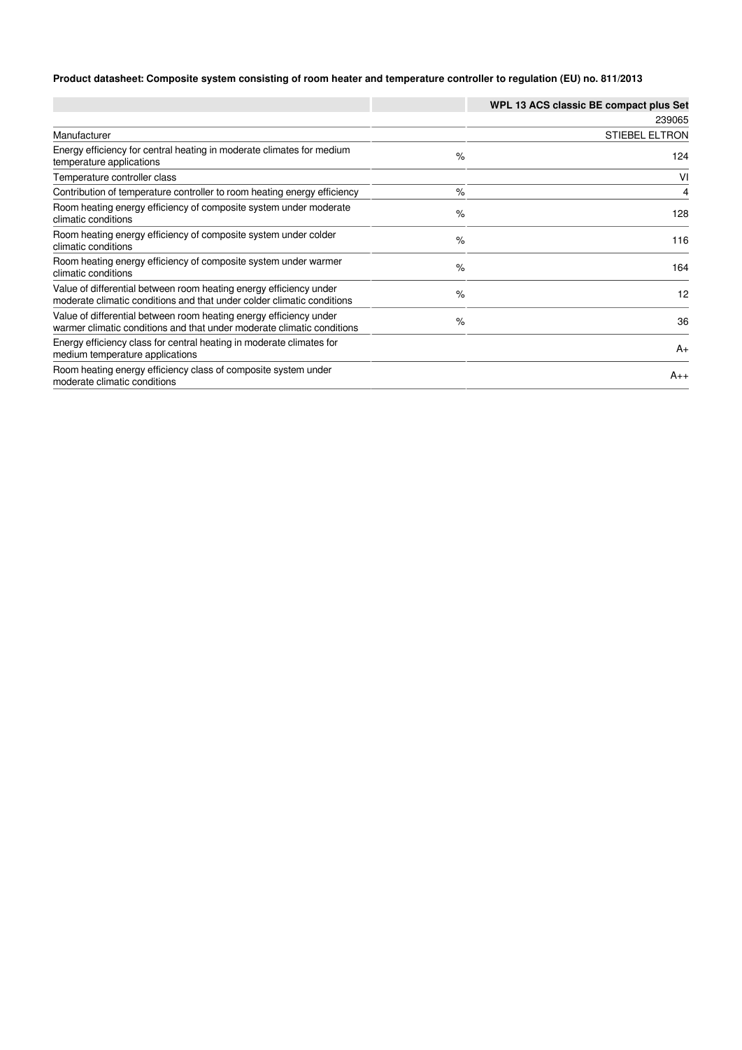**Product datasheet: Composite system consisting of room heater and temperature controller to regulation (EU) no. 811/2013**

| | | WPL 13 ACS classic BE compact plus Set |
|---|---|---|
| | | 239065 |
| Manufacturer | | STIEBEL ELTRON |
| Energy efficiency for central heating in moderate climates for medium temperature applications | % | 124 |
| Temperature controller class | | VI |
| Contribution of temperature controller to room heating energy efficiency | % | 4 |
| Room heating energy efficiency of composite system under moderate climatic conditions | % | 128 |
| Room heating energy efficiency of composite system under colder climatic conditions | % | 116 |
| Room heating energy efficiency of composite system under warmer climatic conditions | % | 164 |
| Value of differential between room heating energy efficiency under moderate climatic conditions and that under colder climatic conditions | % | 12 |
| Value of differential between room heating energy efficiency under warmer climatic conditions and that under moderate climatic conditions | % | 36 |
| Energy efficiency class for central heating in moderate climates for medium temperature applications | | A+ |
| Room heating energy efficiency class of composite system under moderate climatic conditions | | A++ |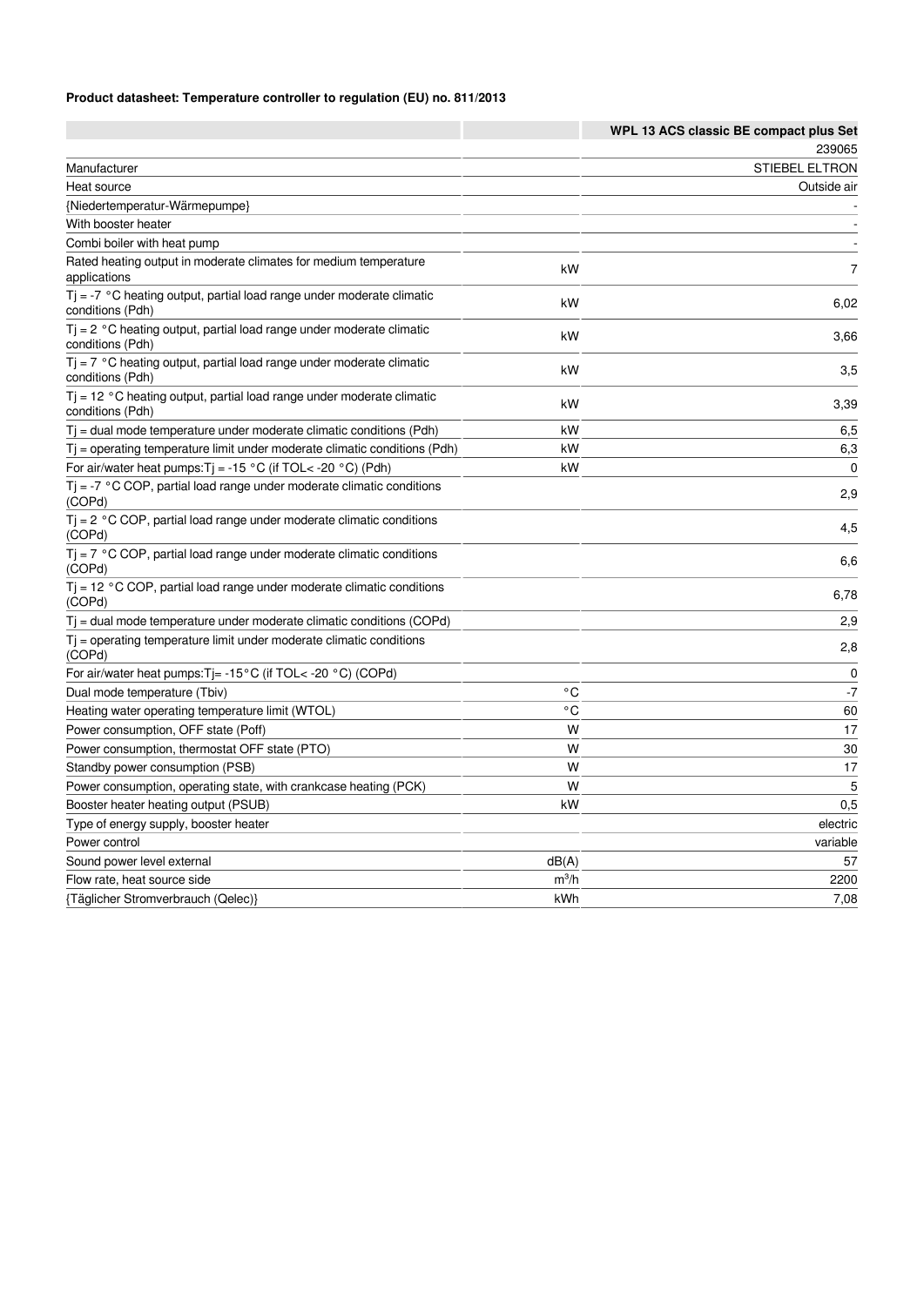**Product datasheet: Temperature controller to regulation (EU) no. 811/2013**

| | | WPL 13 ACS classic BE compact plus Set |
|---|---|---|
| | | 239065 |
| Manufacturer | | STIEBEL ELTRON |
| Heat source | | Outside air |
| {Niedertemperatur-Wärmepumpe} | | - |
| With booster heater | | - |
| Combi boiler with heat pump | | - |
| Rated heating output in moderate climates for medium temperature applications | kW | 7 |
| Tj = -7 °C heating output, partial load range under moderate climatic conditions (Pdh) | kW | 6,02 |
| Tj = 2 °C heating output, partial load range under moderate climatic conditions (Pdh) | kW | 3,66 |
| Tj = 7 °C heating output, partial load range under moderate climatic conditions (Pdh) | kW | 3,5 |
| Tj = 12 °C heating output, partial load range under moderate climatic conditions (Pdh) | kW | 3,39 |
| Tj = dual mode temperature under moderate climatic conditions (Pdh) | kW | 6,5 |
| Tj = operating temperature limit under moderate climatic conditions (Pdh) | kW | 6,3 |
| For air/water heat pumps:Tj = -15 °C (if TOL< -20 °C) (Pdh) | kW | 0 |
| Tj = -7 °C COP, partial load range under moderate climatic conditions (COPd) | | 2,9 |
| Tj = 2 °C COP, partial load range under moderate climatic conditions (COPd) | | 4,5 |
| Tj = 7 °C COP, partial load range under moderate climatic conditions (COPd) | | 6,6 |
| Tj = 12 °C COP, partial load range under moderate climatic conditions (COPd) | | 6,78 |
| Tj = dual mode temperature under moderate climatic conditions (COPd) | | 2,9 |
| Tj = operating temperature limit under moderate climatic conditions (COPd) | | 2,8 |
| For air/water heat pumps:Tj= -15°C (if TOL< -20 °C) (COPd) | | 0 |
| Dual mode temperature (Tbiv) | °C | -7 |
| Heating water operating temperature limit (WTOL) | °C | 60 |
| Power consumption, OFF state (Poff) | W | 17 |
| Power consumption, thermostat OFF state (PTO) | W | 30 |
| Standby power consumption (PSB) | W | 17 |
| Power consumption, operating state, with crankcase heating (PCK) | W | 5 |
| Booster heater heating output (PSUB) | kW | 0,5 |
| Type of energy supply, booster heater | | electric |
| Power control | | variable |
| Sound power level external | dB(A) | 57 |
| Flow rate, heat source side | $m^3/h$ | 2200 |
| {Täglicher Stromverbrauch (Qelec)} | kWh | 7,08 |